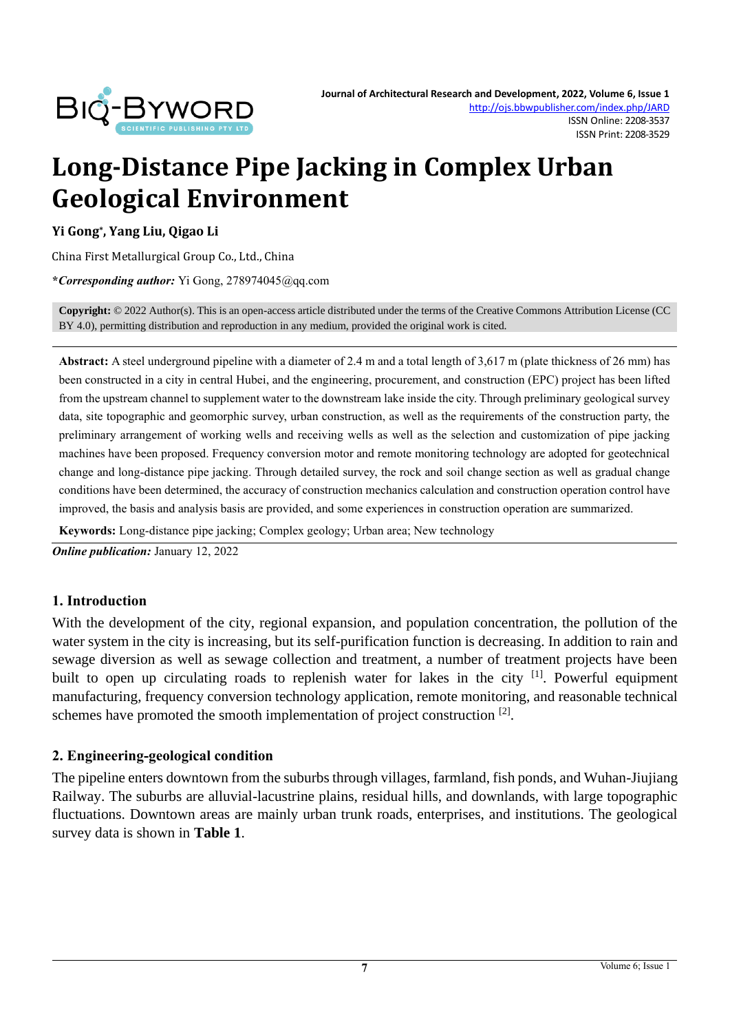# Long-Distance Pipe Jacking in Complex Urban Geological Environment

**Yi Gong*, Yang Liu, Qigao Li**

China First Metallurgical Group Co., Ltd., China

***Corresponding author:** Yi Gong, 278974045@qq.com

**Copyright:** © 2022 Author(s). This is an open-access article distributed under the terms of the Creative Commons Attribution License (CC BY 4.0), permitting distribution and reproduction in any medium, provided the original work is cited.

**Abstract:** A steel underground pipeline with a diameter of 2.4 m and a total length of 3,617 m (plate thickness of 26 mm) has been constructed in a city in central Hubei, and the engineering, procurement, and construction (EPC) project has been lifted from the upstream channel to supplement water to the downstream lake inside the city. Through preliminary geological survey data, site topographic and geomorphic survey, urban construction, as well as the requirements of the construction party, the preliminary arrangement of working wells and receiving wells as well as the selection and customization of pipe jacking machines have been proposed. Frequency conversion motor and remote monitoring technology are adopted for geotechnical change and long-distance pipe jacking. Through detailed survey, the rock and soil change section as well as gradual change conditions have been determined, the accuracy of construction mechanics calculation and construction operation control have improved, the basis and analysis basis are provided, and some experiences in construction operation are summarized.

**Keywords:** Long-distance pipe jacking; Complex geology; Urban area; New technology

***Online publication:*** January 12, 2022

## 1. Introduction

With the development of the city, regional expansion, and population concentration, the pollution of the water system in the city is increasing, but its self-purification function is decreasing. In addition to rain and sewage diversion as well as sewage collection and treatment, a number of treatment projects have been built to open up circulating roads to replenish water for lakes in the city [1]. Powerful equipment manufacturing, frequency conversion technology application, remote monitoring, and reasonable technical schemes have promoted the smooth implementation of project construction [2].

## 2. Engineering-geological condition

The pipeline enters downtown from the suburbs through villages, farmland, fish ponds, and Wuhan-Jiujiang Railway. The suburbs are alluvial-lacustrine plains, residual hills, and downlands, with large topographic fluctuations. Downtown areas are mainly urban trunk roads, enterprises, and institutions. The geological survey data is shown in **Table 1**.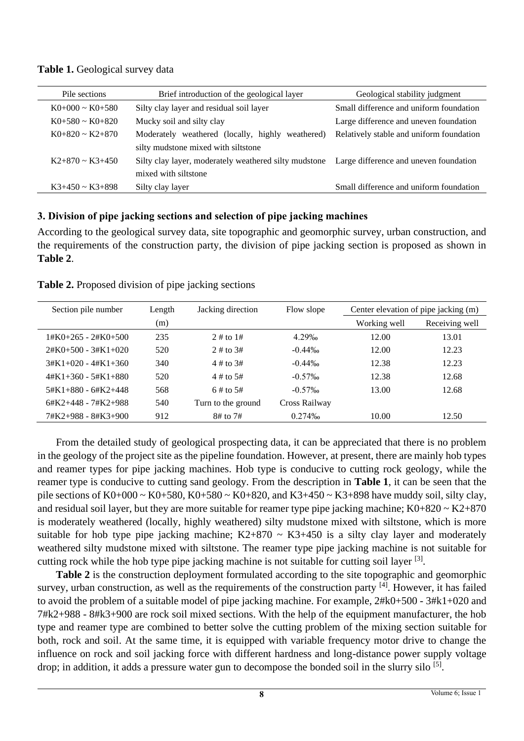**Table 1.** Geological survey data

| Pile sections | Brief introduction of the geological layer | Geological stability judgment |
|---|---|---|
| K0+000 ~ K0+580 | Silty clay layer and residual soil layer | Small difference and uniform foundation |
| K0+580 ~ K0+820 | Mucky soil and silty clay | Large difference and uneven foundation |
| K0+820 ~ K2+870 | Moderately weathered (locally, highly weathered) silty mudstone mixed with siltstone | Relatively stable and uniform foundation |
| K2+870 ~ K3+450 | Silty clay layer, moderately weathered silty mudstone mixed with siltstone | Large difference and uneven foundation |
| K3+450 ~ K3+898 | Silty clay layer | Small difference and uniform foundation |

## 3. Division of pipe jacking sections and selection of pipe jacking machines

According to the geological survey data, site topographic and geomorphic survey, urban construction, and the requirements of the construction party, the division of pipe jacking section is proposed as shown in **Table 2**.

**Table 2.** Proposed division of pipe jacking sections

| Section pile number | Length (m) | Jacking direction | Flow slope | Center elevation of pipe jacking (m) | |
|---|---|---|---|---|---|
| | | | | Working well | Receiving well |
| 1#K0+265 - 2#K0+500 | 235 | 2 # to 1# | 4.29‰ | 12.00 | 13.01 |
| 2#K0+500 - 3#K1+020 | 520 | 2 # to 3# | -0.44‰ | 12.00 | 12.23 |
| 3#K1+020 - 4#K1+360 | 340 | 4 # to 3# | -0.44‰ | 12.38 | 12.23 |
| 4#K1+360 - 5#K1+880 | 520 | 4 # to 5# | -0.57‰ | 12.38 | 12.68 |
| 5#K1+880 - 6#K2+448 | 568 | 6 # to 5# | -0.57‰ | 13.00 | 12.68 |
| 6#K2+448 - 7#K2+988 | 540 | Turn to the ground | Cross Railway | | |
| 7#K2+988 - 8#K3+900 | 912 | 8# to 7# | 0.274‰ | 10.00 | 12.50 |

From the detailed study of geological prospecting data, it can be appreciated that there is no problem in the geology of the project site as the pipeline foundation. However, at present, there are mainly hob types and reamer types for pipe jacking machines. Hob type is conducive to cutting rock geology, while the reamer type is conducive to cutting sand geology. From the description in **Table 1**, it can be seen that the pile sections of K0+000 ~ K0+580, K0+580 ~ K0+820, and K3+450 ~ K3+898 have muddy soil, silty clay, and residual soil layer, but they are more suitable for reamer type pipe jacking machine; K0+820 ~ K2+870 is moderately weathered (locally, highly weathered) silty mudstone mixed with siltstone, which is more suitable for hob type pipe jacking machine; K2+870 ~ K3+450 is a silty clay layer and moderately weathered silty mudstone mixed with siltstone. The reamer type pipe jacking machine is not suitable for cutting rock while the hob type pipe jacking machine is not suitable for cutting soil layer [3].

**Table 2** is the construction deployment formulated according to the site topographic and geomorphic survey, urban construction, as well as the requirements of the construction party [4]. However, it has failed to avoid the problem of a suitable model of pipe jacking machine. For example, 2#k0+500 - 3#k1+020 and 7#k2+988 - 8#k3+900 are rock soil mixed sections. With the help of the equipment manufacturer, the hob type and reamer type are combined to better solve the cutting problem of the mixing section suitable for both, rock and soil. At the same time, it is equipped with variable frequency motor drive to change the influence on rock and soil jacking force with different hardness and long-distance power supply voltage drop; in addition, it adds a pressure water gun to decompose the bonded soil in the slurry silo [5].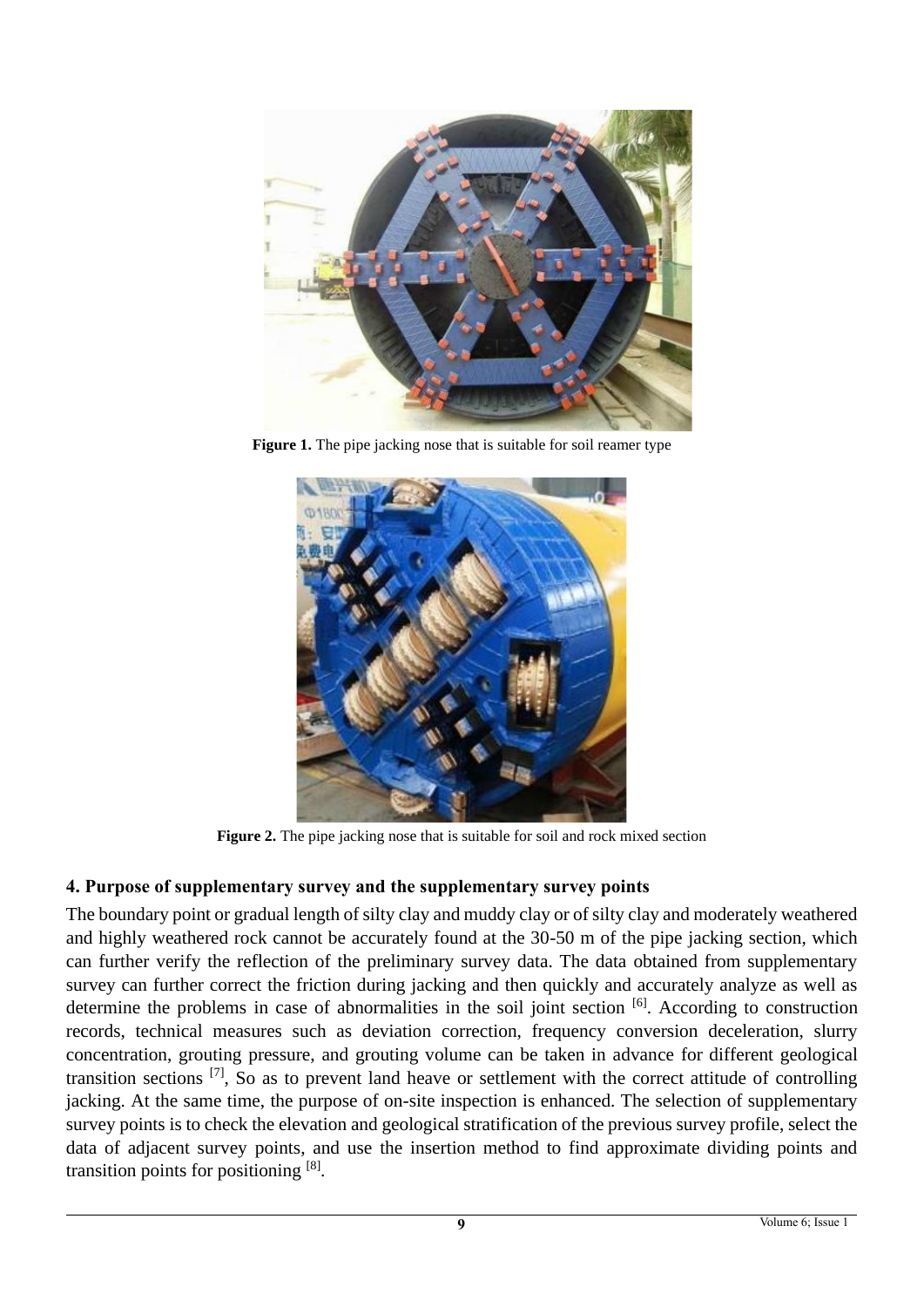**Figure 1.** The pipe jacking nose that is suitable for soil reamer type

**Figure 2.** The pipe jacking nose that is suitable for soil and rock mixed section

## 4. Purpose of supplementary survey and the supplementary survey points

The boundary point or gradual length of silty clay and muddy clay or of silty clay and moderately weathered and highly weathered rock cannot be accurately found at the 30-50 m of the pipe jacking section, which can further verify the reflection of the preliminary survey data. The data obtained from supplementary survey can further correct the friction during jacking and then quickly and accurately analyze as well as determine the problems in case of abnormalities in the soil joint section [6]. According to construction records, technical measures such as deviation correction, frequency conversion deceleration, slurry concentration, grouting pressure, and grouting volume can be taken in advance for different geological transition sections [7], So as to prevent land heave or settlement with the correct attitude of controlling jacking. At the same time, the purpose of on-site inspection is enhanced. The selection of supplementary survey points is to check the elevation and geological stratification of the previous survey profile, select the data of adjacent survey points, and use the insertion method to find approximate dividing points and transition points for positioning [8].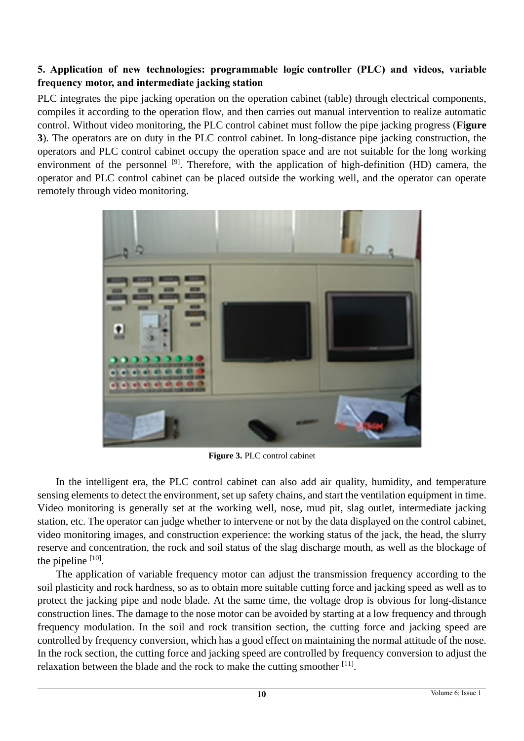## 5. Application of new technologies: programmable logic controller (PLC) and videos, variable frequency motor, and intermediate jacking station

PLC integrates the pipe jacking operation on the operation cabinet (table) through electrical components, compiles it according to the operation flow, and then carries out manual intervention to realize automatic control. Without video monitoring, the PLC control cabinet must follow the pipe jacking progress (**Figure 3**). The operators are on duty in the PLC control cabinet. In long-distance pipe jacking construction, the operators and PLC control cabinet occupy the operation space and are not suitable for the long working environment of the personnel [9]. Therefore, with the application of high-definition (HD) camera, the operator and PLC control cabinet can be placed outside the working well, and the operator can operate remotely through video monitoring.

**Figure 3.** PLC control cabinet

In the intelligent era, the PLC control cabinet can also add air quality, humidity, and temperature sensing elements to detect the environment, set up safety chains, and start the ventilation equipment in time. Video monitoring is generally set at the working well, nose, mud pit, slag outlet, intermediate jacking station, etc. The operator can judge whether to intervene or not by the data displayed on the control cabinet, video monitoring images, and construction experience: the working status of the jack, the head, the slurry reserve and concentration, the rock and soil status of the slag discharge mouth, as well as the blockage of the pipeline [10].

The application of variable frequency motor can adjust the transmission frequency according to the soil plasticity and rock hardness, so as to obtain more suitable cutting force and jacking speed as well as to protect the jacking pipe and node blade. At the same time, the voltage drop is obvious for long-distance construction lines. The damage to the nose motor can be avoided by starting at a low frequency and through frequency modulation. In the soil and rock transition section, the cutting force and jacking speed are controlled by frequency conversion, which has a good effect on maintaining the normal attitude of the nose. In the rock section, the cutting force and jacking speed are controlled by frequency conversion to adjust the relaxation between the blade and the rock to make the cutting smoother [11].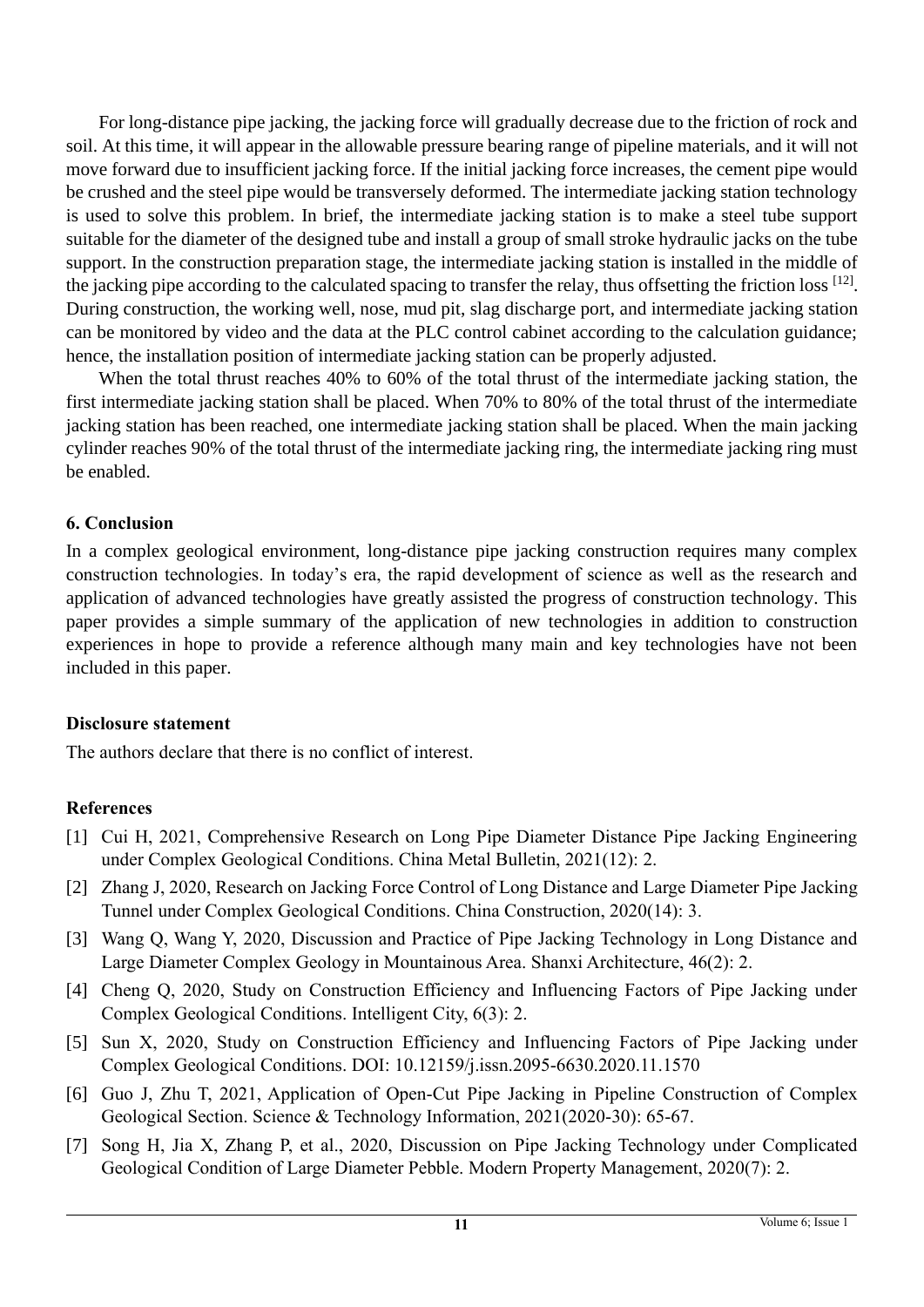For long-distance pipe jacking, the jacking force will gradually decrease due to the friction of rock and soil. At this time, it will appear in the allowable pressure bearing range of pipeline materials, and it will not move forward due to insufficient jacking force. If the initial jacking force increases, the cement pipe would be crushed and the steel pipe would be transversely deformed. The intermediate jacking station technology is used to solve this problem. In brief, the intermediate jacking station is to make a steel tube support suitable for the diameter of the designed tube and install a group of small stroke hydraulic jacks on the tube support. In the construction preparation stage, the intermediate jacking station is installed in the middle of the jacking pipe according to the calculated spacing to transfer the relay, thus offsetting the friction loss [12]. During construction, the working well, nose, mud pit, slag discharge port, and intermediate jacking station can be monitored by video and the data at the PLC control cabinet according to the calculation guidance; hence, the installation position of intermediate jacking station can be properly adjusted.

When the total thrust reaches 40% to 60% of the total thrust of the intermediate jacking station, the first intermediate jacking station shall be placed. When 70% to 80% of the total thrust of the intermediate jacking station has been reached, one intermediate jacking station shall be placed. When the main jacking cylinder reaches 90% of the total thrust of the intermediate jacking ring, the intermediate jacking ring must be enabled.

## 6. Conclusion

In a complex geological environment, long-distance pipe jacking construction requires many complex construction technologies. In today's era, the rapid development of science as well as the research and application of advanced technologies have greatly assisted the progress of construction technology. This paper provides a simple summary of the application of new technologies in addition to construction experiences in hope to provide a reference although many main and key technologies have not been included in this paper.

## Disclosure statement

The authors declare that there is no conflict of interest.

## References

[1] Cui H, 2021, Comprehensive Research on Long Pipe Diameter Distance Pipe Jacking Engineering under Complex Geological Conditions. China Metal Bulletin, 2021(12): 2.

[2] Zhang J, 2020, Research on Jacking Force Control of Long Distance and Large Diameter Pipe Jacking Tunnel under Complex Geological Conditions. China Construction, 2020(14): 3.

[3] Wang Q, Wang Y, 2020, Discussion and Practice of Pipe Jacking Technology in Long Distance and Large Diameter Complex Geology in Mountainous Area. Shanxi Architecture, 46(2): 2.

[4] Cheng Q, 2020, Study on Construction Efficiency and Influencing Factors of Pipe Jacking under Complex Geological Conditions. Intelligent City, 6(3): 2.

[5] Sun X, 2020, Study on Construction Efficiency and Influencing Factors of Pipe Jacking under Complex Geological Conditions. DOI: 10.12159/j.issn.2095-6630.2020.11.1570

[6] Guo J, Zhu T, 2021, Application of Open-Cut Pipe Jacking in Pipeline Construction of Complex Geological Section. Science & Technology Information, 2021(2020-30): 65-67.

[7] Song H, Jia X, Zhang P, et al., 2020, Discussion on Pipe Jacking Technology under Complicated Geological Condition of Large Diameter Pebble. Modern Property Management, 2020(7): 2.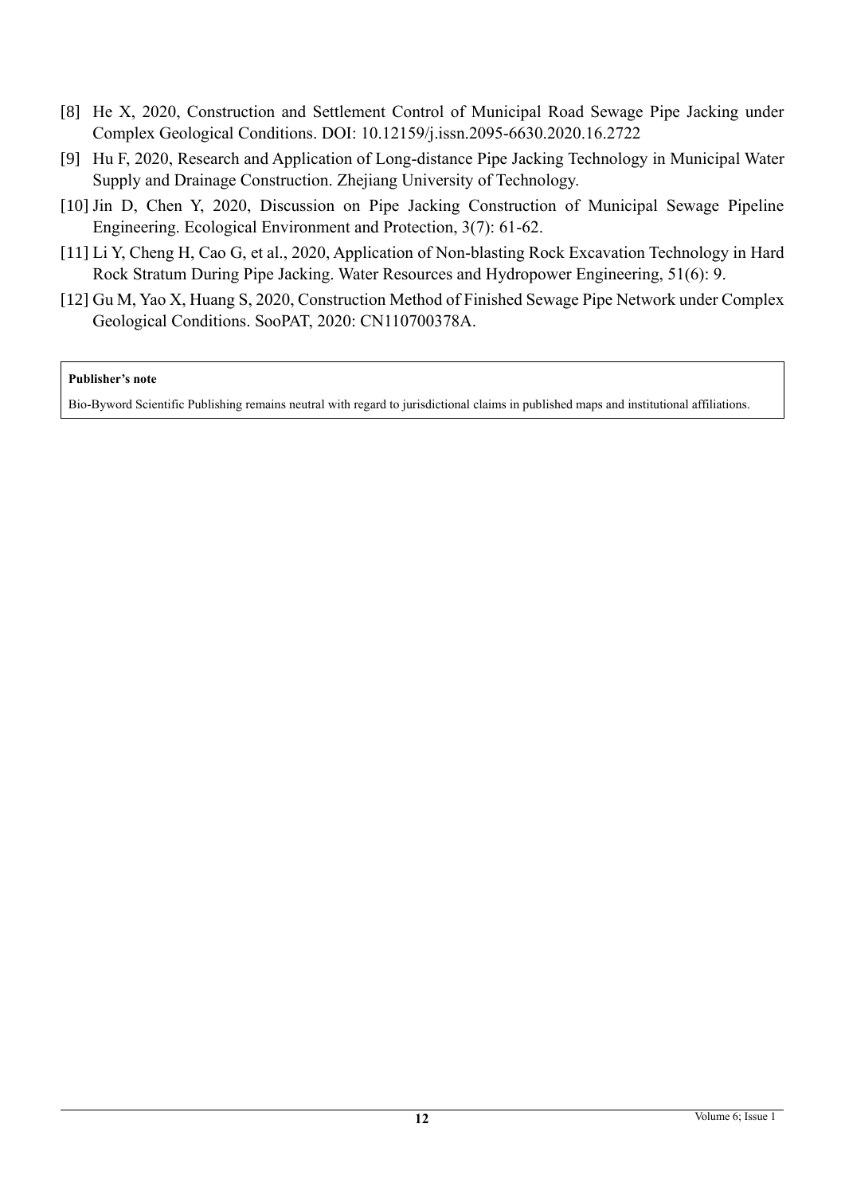[8] He X, 2020, Construction and Settlement Control of Municipal Road Sewage Pipe Jacking under Complex Geological Conditions. DOI: 10.12159/j.issn.2095-6630.2020.16.2722

[9] Hu F, 2020, Research and Application of Long-distance Pipe Jacking Technology in Municipal Water Supply and Drainage Construction. Zhejiang University of Technology.

[10] Jin D, Chen Y, 2020, Discussion on Pipe Jacking Construction of Municipal Sewage Pipeline Engineering. Ecological Environment and Protection, 3(7): 61-62.

[11] Li Y, Cheng H, Cao G, et al., 2020, Application of Non-blasting Rock Excavation Technology in Hard Rock Stratum During Pipe Jacking. Water Resources and Hydropower Engineering, 51(6): 9.

[12] Gu M, Yao X, Huang S, 2020, Construction Method of Finished Sewage Pipe Network under Complex Geological Conditions. SooPAT, 2020: CN110700378A.

**Publisher's note**

Bio-Byword Scientific Publishing remains neutral with regard to jurisdictional claims in published maps and institutional affiliations.